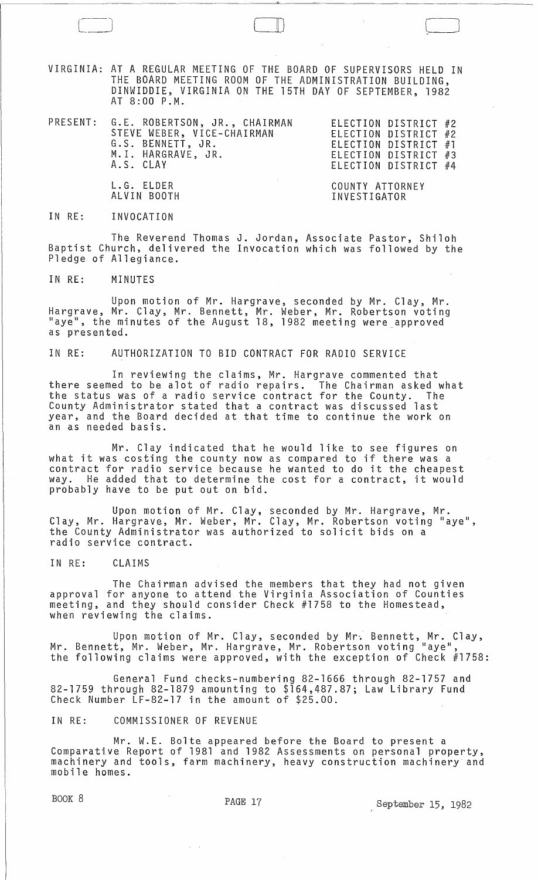VIRGINIA: AT A REGULAR MEETING OF THE BOARD OF SUPERVISORS HELD IN THE BOARD MEETING ROOM OF THE ADMINISTRATION BUILDING, DINWIDDIE, VIRGINIA ON THE 15TH DAY OF SEPTEMBER, 1982 AT 8:00 P.M.

| | | |
|---|---|---|
| PRESENT: | G.E. ROBERTSON, JR., CHAIRMAN | ELECTION DISTRICT #2 |
| | STEVE WEBER, VICE-CHAIRMAN | ELECTION DISTRICT #2 |
| | G.S. BENNETT, JR. | ELECTION DISTRICT #1 |
| | M.I. HARGRAVE, JR. | ELECTION DISTRICT #3 |
| | A.S. CLAY | ELECTION DISTRICT #4 |
| | L.G. ELDER | COUNTY ATTORNEY |
| | ALVIN BOOTH | INVESTIGATOR |

IN RE: INVOCATION

The Reverend Thomas J. Jordan, Associate Pastor, Shiloh Baptist Church, delivered the Invocation which was followed by the Pledge of Allegiance.

IN RE: MINUTES

Upon motion of Mr. Hargrave, seconded by Mr. Clay, Mr. Hargrave, Mr. Clay, Mr. Bennett, Mr. Weber, Mr. Robertson voting "aye", the minutes of the August 18, 1982 meeting were approved as presented.

IN RE: AUTHORIZATION TO BID CONTRACT FOR RADIO SERVICE

In reviewing the claims, Mr. Hargrave commented that there seemed to be alot of radio repairs. The Chairman asked what the status was of a radio service contract for the County. The County Administrator stated that a contract was discussed last year, and the Board decided at that time to continue the work on an as needed basis.

Mr. Clay indicated that he would like to see figures on what it was costing the county now as compared to if there was a contract for radio service because he wanted to do it the cheapest way. He added that to determine the cost for a contract, it would probably have to be put out on bid.

Upon motion of Mr. Clay, seconded by Mr. Hargrave, Mr. Clay, Mr. Hargrave, Mr. Weber, Mr. Clay, Mr. Robertson voting "aye", the County Administrator was authorized to solicit bids on a radio service contract.

IN RE: CLAIMS

The Chairman advised the members that they had not given approval for anyone to attend the Virginia Association of Counties meeting, and they should consider Check #1758 to the Homestead, when reviewing the claims.

Upon motion of Mr. Clay, seconded by Mr. Bennett, Mr. Clay, Mr. Bennett, Mr. Weber, Mr. Hargrave, Mr. Robertson voting "aye", the following claims were approved, with the exception of Check #1758:

General Fund checks-numbering 82-1666 through 82-1757 and 82-1759 through 82-1879 amounting to $164,487.87; Law Library Fund Check Number LF-82-17 in the amount of $25.00.

IN RE: COMMISSIONER OF REVENUE

Mr. W.E. Bolte appeared before the Board to present a Comparative Report of 1981 and 1982 Assessments on personal property, machinery and tools, farm machinery, heavy construction machinery and mobile homes.

BOOK 8 PAGE 17 September 15, 1982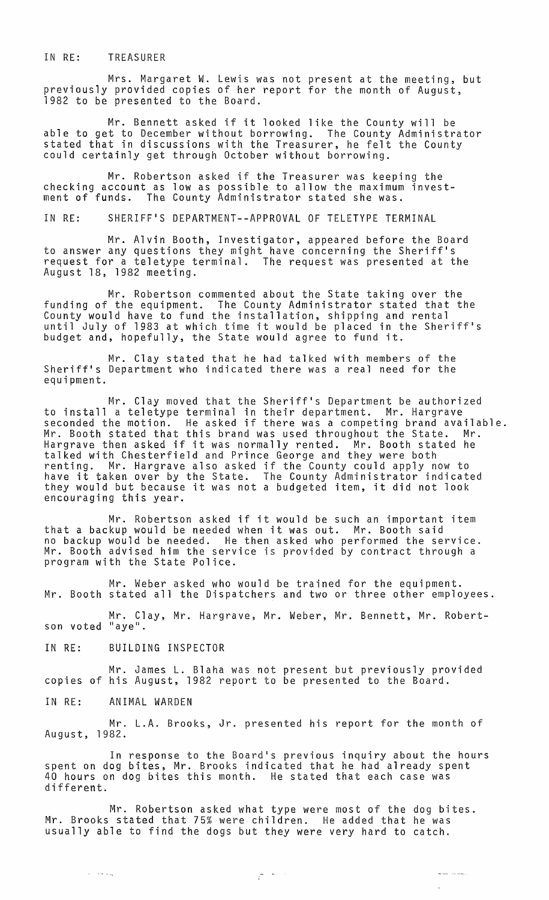IN RE: TREASURER

Mrs. Margaret W. Lewis was not present at the meeting, but previously provided copies of her report for the month of August, 1982 to be presented to the Board.

Mr. Bennett asked if it looked like the County will be able to get to December without borrowing. The County Administrator stated that in discussions with the Treasurer, he felt the County could certainly get through October without borrowing.

Mr. Robertson asked if the Treasurer was keeping the checking account as low as possible to allow the maximum investment of funds. The County Administrator stated she was.

IN RE: SHERIFF'S DEPARTMENT--APPROVAL OF TELETYPE TERMINAL

Mr. Alvin Booth, Investigator, appeared before the Board to answer any questions they might have concerning the Sheriff's request for a teletype terminal. The request was presented at the August 18, 1982 meeting.

Mr. Robertson commented about the State taking over the funding of the equipment. The County Administrator stated that the County would have to fund the installation, shipping and rental until July of 1983 at which time it would be placed in the Sheriff's budget and, hopefully, the State would agree to fund it.

Mr. Clay stated that he had talked with members of the Sheriff's Department who indicated there was a real need for the equipment.

Mr. Clay moved that the Sheriff's Department be authorized to install a teletype terminal in their department. Mr. Hargrave seconded the motion. He asked if there was a competing brand available. Mr. Booth stated that this brand was used throughout the State. Mr. Hargrave then asked if it was normally rented. Mr. Booth stated he talked with Chesterfield and Prince George and they were both renting. Mr. Hargrave also asked if the County could apply now to have it taken over by the State. The County Administrator indicated they would but because it was not a budgeted item, it did not look encouraging this year.

Mr. Robertson asked if it would be such an important item that a backup would be needed when it was out. Mr. Booth said no backup would be needed. He then asked who performed the service. Mr. Booth advised him the service is provided by contract through a program with the State Police.

Mr. Weber asked who would be trained for the equipment. Mr. Booth stated all the Dispatchers and two or three other employees.

Mr. Clay, Mr. Hargrave, Mr. Weber, Mr. Bennett, Mr. Robertson voted "aye".

IN RE: BUILDING INSPECTOR

Mr. James L. Blaha was not present but previously provided copies of his August, 1982 report to be presented to the Board.

IN RE: ANIMAL WARDEN

Mr. L.A. Brooks, Jr. presented his report for the month of August, 1982.

In response to the Board's previous inquiry about the hours spent on dog bites, Mr. Brooks indicated that he had already spent 40 hours on dog bites this month. He stated that each case was different.

Mr. Robertson asked what type were most of the dog bites. Mr. Brooks stated that 75% were children. He added that he was usually able to find the dogs but they were very hard to catch.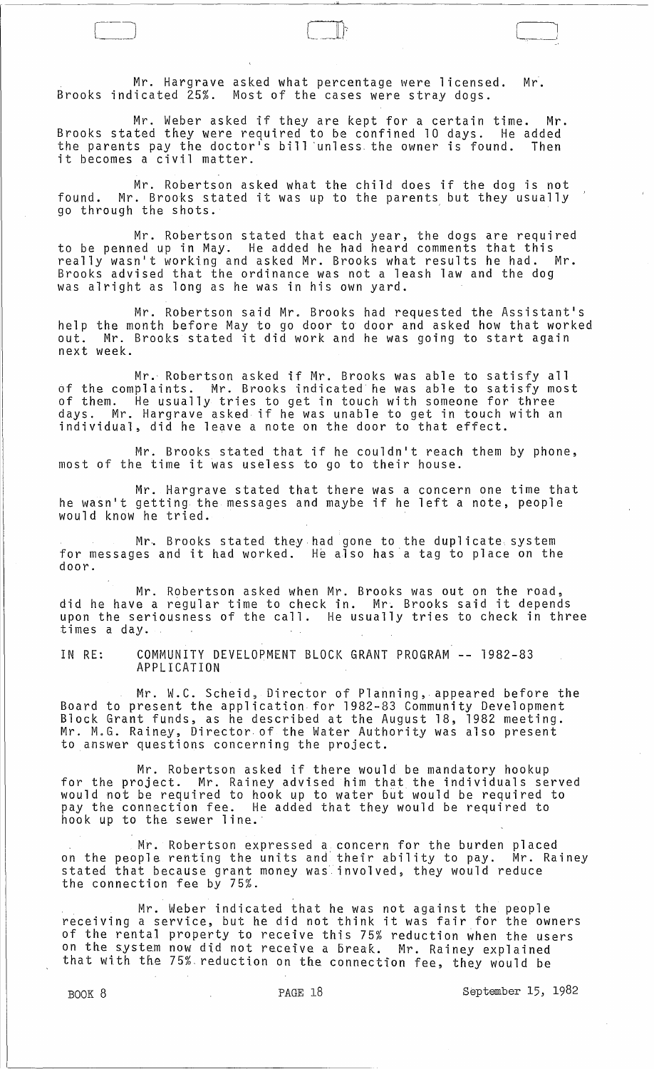Mr. Hargrave asked what percentage were licensed. Mr. Brooks indicated 25%. Most of the cases were stray dogs.

Mr. Weber asked if they are kept for a certain time. Mr. Brooks stated they were required to be confined 10 days. He added the parents pay the doctor's bill unless the owner is found. Then it becomes a civil matter.

Mr. Robertson asked what the child does if the dog is not found. Mr. Brooks stated it was up to the parents but they usually go through the shots.

Mr. Robertson stated that each year, the dogs are required to be penned up in May. He added he had heard comments that this really wasn't working and asked Mr. Brooks what results he had. Mr. Brooks advised that the ordinance was not a leash law and the dog was alright as long as he was in his own yard.

Mr. Robertson said Mr. Brooks had requested the Assistant's help the month before May to go door to door and asked how that worked out. Mr. Brooks stated it did work and he was going to start again next week.

Mr. Robertson asked if Mr. Brooks was able to satisfy all of the complaints. Mr. Brooks indicated he was able to satisfy most of them. He usually tries to get in touch with someone for three days. Mr. Hargrave asked if he was unable to get in touch with an individual, did he leave a note on the door to that effect.

Mr. Brooks stated that if he couldn't reach them by phone, most of the time it was useless to go to their house.

Mr. Hargrave stated that there was a concern one time that he wasn't getting the messages and maybe if he left a note, people would know he tried.

Mr. Brooks stated they had gone to the duplicate system for messages and it had worked. He also has a tag to place on the door.

Mr. Robertson asked when Mr. Brooks was out on the road, did he have a regular time to check in. Mr. Brooks said it depends upon the seriousness of the call. He usually tries to check in three times a day.

IN RE: COMMUNITY DEVELOPMENT BLOCK GRANT PROGRAM -- 1982-83 APPLICATION

Mr. W.C. Scheid, Director of Planning, appeared before the Board to present the application for 1982-83 Community Development Block Grant funds, as he described at the August 18, 1982 meeting. Mr. M.G. Rainey, Director of the Water Authority was also present to answer questions concerning the project.

Mr. Robertson asked if there would be mandatory hookup for the project. Mr. Rainey advised him that the individuals served would not be required to hook up to water but would be required to pay the connection fee. He added that they would be required to hook up to the sewer line.

Mr. Robertson expressed a concern for the burden placed on the people renting the units and their ability to pay. Mr. Rainey stated that because grant money was involved, they would reduce the connection fee by 75%.

Mr. Weber indicated that he was not against the people receiving a service, but he did not think it was fair for the owners of the rental property to receive this 75% reduction when the users on the system now did not receive a break. Mr. Rainey explained that with the 75% reduction on the connection fee, they would be

BOOK 8 PAGE 18 September 15, 1982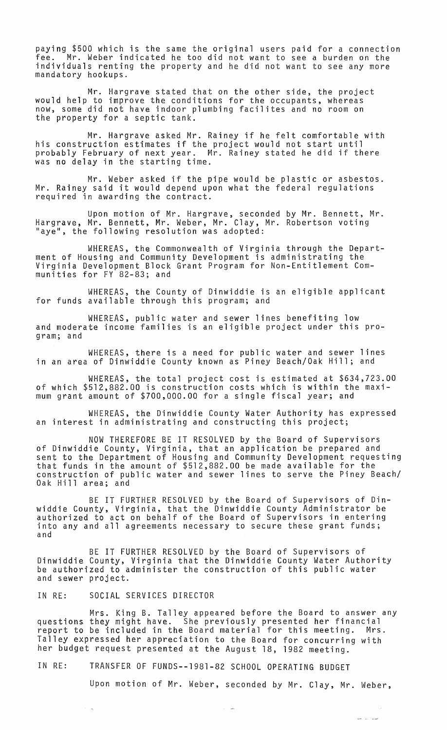paying $500 which is the same the original users paid for a connection fee. Mr. Weber indicated he too did not want to see a burden on the individuals renting the property and he did not want to see any more mandatory hookups.

Mr. Hargrave stated that on the other side, the project would help to improve the conditions for the occupants, whereas now, some did not have indoor plumbing facilites and no room on the property for a septic tank.

Mr. Hargrave asked Mr. Rainey if he felt comfortable with his construction estimates if the project would not start until probably February of next year. Mr. Rainey stated he did if there was no delay in the starting time.

Mr. Weber asked if the pipe would be plastic or asbestos. Mr. Rainey said it would depend upon what the federal regulations required in awarding the contract.

Upon motion of Mr. Hargrave, seconded by Mr. Bennett, Mr. Hargrave, Mr. Bennett, Mr. Weber, Mr. Clay, Mr. Robertson voting "aye", the following resolution was adopted:

WHEREAS, the Commonwealth of Virginia through the Department of Housing and Community Development is administrating the Virginia Development Block Grant Program for Non-Entitlement Communities for FY 82-83; and

WHEREAS, the County of Dinwiddie is an eligible applicant for funds available through this program; and

WHEREAS, public water and sewer lines benefiting low and moderate income families is an eligible project under this program; and

WHEREAS, there is a need for public water and sewer lines in an area of Dinwiddie County known as Piney Beach/Oak Hill; and

WHEREAS, the total project cost is estimated at $634,723.00 of which $512,882.00 is construction costs which is within the maximum grant amount of $700,000.00 for a single fiscal year; and

WHEREAS, the Dinwiddie County Water Authority has expressed an interest in administrating and constructing this project;

NOW THEREFORE BE IT RESOLVED by the Board of Supervisors of Dinwiddie County, Virginia, that an application be prepared and sent to the Department of Housing and Community Development requesting that funds in the amount of $512,882.00 be made available for the construction of public water and sewer lines to serve the Piney Beach/Oak Hill area; and

BE IT FURTHER RESOLVED by the Board of Supervisors of Dinwiddie County, Virginia, that the Dinwiddie County Administrator be authorized to act on behalf of the Board of Supervisors in entering into any and all agreements necessary to secure these grant funds; and

BE IT FURTHER RESOLVED by the Board of Supervisors of Dinwiddie County, Virginia that the Dinwiddie County Water Authority be authorized to administer the construction of this public water and sewer project.

IN RE: SOCIAL SERVICES DIRECTOR

Mrs. King B. Talley appeared before the Board to answer any questions they might have. She previously presented her financial report to be included in the Board material for this meeting. Mrs. Talley expressed her appreciation to the Board for concurring with her budget request presented at the August 18, 1982 meeting.

IN RE: TRANSFER OF FUNDS--1981-82 SCHOOL OPERATING BUDGET

Upon motion of Mr. Weber, seconded by Mr. Clay, Mr. Weber,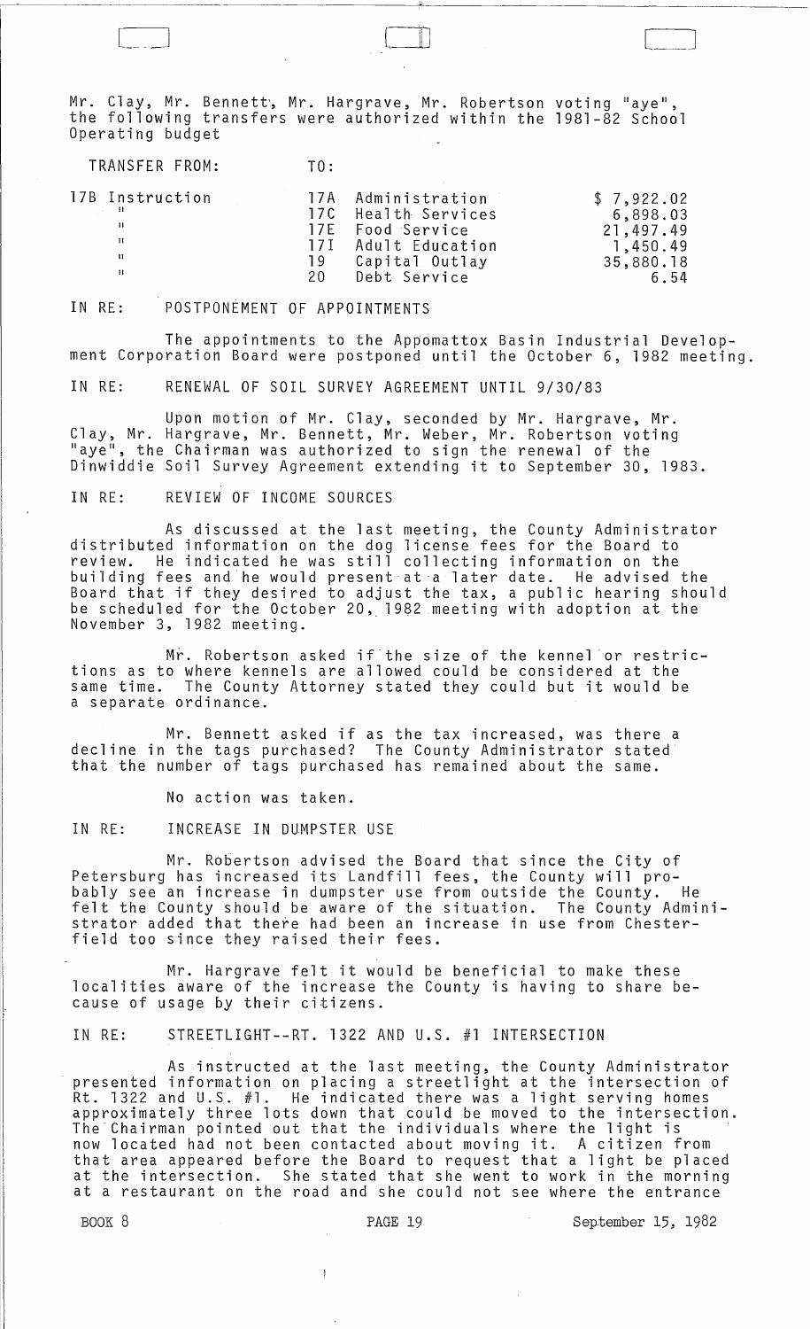Mr. Clay, Mr. Bennett, Mr. Hargrave, Mr. Robertson voting "aye", the following transfers were authorized within the 1981-82 School Operating budget

| TRANSFER FROM: | TO: | |
|---|---|---|
| 17B Instruction | 17A Administration | $ 7,922.02 |
| " | 17C Health Services | 6,898.03 |
| " | 17E Food Service | 21,497.49 |
| " | 17I Adult Education | 1,450.49 |
| " | 19 Capital Outlay | 35,880.18 |
| " | 20 Debt Service | 6.54 |

IN RE: POSTPONEMENT OF APPOINTMENTS

The appointments to the Appomattox Basin Industrial Development Corporation Board were postponed until the October 6, 1982 meeting.

IN RE: RENEWAL OF SOIL SURVEY AGREEMENT UNTIL 9/30/83

Upon motion of Mr. Clay, seconded by Mr. Hargrave, Mr. Clay, Mr. Hargrave, Mr. Bennett, Mr. Weber, Mr. Robertson voting "aye", the Chairman was authorized to sign the renewal of the Dinwiddie Soil Survey Agreement extending it to September 30, 1983.

IN RE: REVIEW OF INCOME SOURCES

As discussed at the last meeting, the County Administrator distributed information on the dog license fees for the Board to review. He indicated he was still collecting information on the building fees and he would present at a later date. He advised the Board that if they desired to adjust the tax, a public hearing should be scheduled for the October 20, 1982 meeting with adoption at the November 3, 1982 meeting.

Mr. Robertson asked if the size of the kennel or restrictions as to where kennels are allowed could be considered at the same time. The County Attorney stated they could but it would be a separate ordinance.

Mr. Bennett asked if as the tax increased, was there a decline in the tags purchased? The County Administrator stated that the number of tags purchased has remained about the same.

No action was taken.

IN RE: INCREASE IN DUMPSTER USE

Mr. Robertson advised the Board that since the City of Petersburg has increased its Landfill fees, the County will probably see an increase in dumpster use from outside the County. He felt the County should be aware of the situation. The County Administrator added that there had been an increase in use from Chesterfield too since they raised their fees.

Mr. Hargrave felt it would be beneficial to make these localities aware of the increase the County is having to share because of usage by their citizens.

IN RE: STREETLIGHT--RT. 1322 AND U.S. #1 INTERSECTION

As instructed at the last meeting, the County Administrator presented information on placing a streetlight at the intersection of Rt. 1322 and U.S. #1. He indicated there was a light serving homes approximately three lots down that could be moved to the intersection. The Chairman pointed out that the individuals where the light is now located had not been contacted about moving it. A citizen from that area appeared before the Board to request that a light be placed at the intersection. She stated that she went to work in the morning at a restaurant on the road and she could not see where the entrance

BOOK 8 PAGE 19 September 15, 1982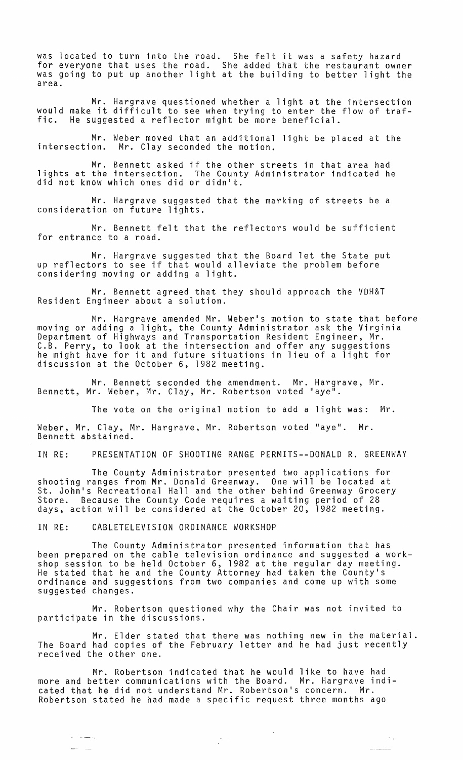was located to turn into the road. She felt it was a safety hazard for everyone that uses the road. She added that the restaurant owner was going to put up another light at the building to better light the area.

Mr. Hargrave questioned whether a light at the intersection would make it difficult to see when trying to enter the flow of traffic. He suggested a reflector might be more beneficial.

Mr. Weber moved that an additional light be placed at the intersection. Mr. Clay seconded the motion.

Mr. Bennett asked if the other streets in that area had lights at the intersection. The County Administrator indicated he did not know which ones did or didn't.

Mr. Hargrave suggested that the marking of streets be a consideration on future lights.

Mr. Bennett felt that the reflectors would be sufficient for entrance to a road.

Mr. Hargrave suggested that the Board let the State put up reflectors to see if that would alleviate the problem before considering moving or adding a light.

Mr. Bennett agreed that they should approach the VDH&T Resident Engineer about a solution.

Mr. Hargrave amended Mr. Weber's motion to state that before moving or adding a light, the County Administrator ask the Virginia Department of Highways and Transportation Resident Engineer, Mr. C.B. Perry, to look at the intersection and offer any suggestions he might have for it and future situations in lieu of a light for discussion at the October 6, 1982 meeting.

Mr. Bennett seconded the amendment. Mr. Hargrave, Mr. Bennett, Mr. Weber, Mr. Clay, Mr. Robertson voted "aye".

The vote on the original motion to add a light was: Mr. Weber, Mr. Clay, Mr. Hargrave, Mr. Robertson voted "aye". Mr. Bennett abstained.

IN RE: PRESENTATION OF SHOOTING RANGE PERMITS--DONALD R. GREENWAY

The County Administrator presented two applications for shooting ranges from Mr. Donald Greenway. One will be located at St. John's Recreational Hall and the other behind Greenway Grocery Store. Because the County Code requires a waiting period of 28 days, action will be considered at the October 20, 1982 meeting.

IN RE: CABLETELEVISION ORDINANCE WORKSHOP

The County Administrator presented information that has been prepared on the cable television ordinance and suggested a workshop session to be held October 6, 1982 at the regular day meeting. He stated that he and the County Attorney had taken the County's ordinance and suggestions from two companies and come up with some suggested changes.

Mr. Robertson questioned why the Chair was not invited to participate in the discussions.

Mr. Elder stated that there was nothing new in the material. The Board had copies of the February letter and he had just recently received the other one.

Mr. Robertson indicated that he would like to have had more and better communications with the Board. Mr. Hargrave indicated that he did not understand Mr. Robertson's concern. Mr. Robertson stated he had made a specific request three months ago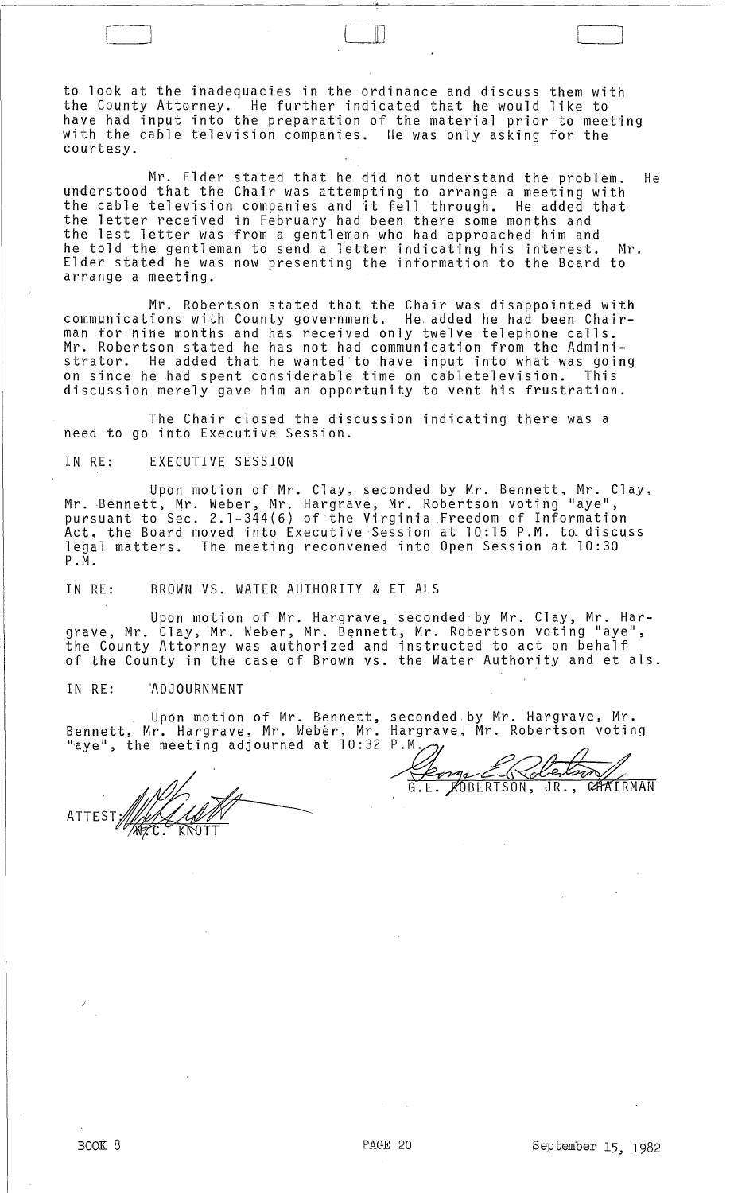to look at the inadequacies in the ordinance and discuss them with the County Attorney. He further indicated that he would like to have had input into the preparation of the material prior to meeting with the cable television companies. He was only asking for the courtesy.

Mr. Elder stated that he did not understand the problem. He understood that the Chair was attempting to arrange a meeting with the cable television companies and it fell through. He added that the letter received in February had been there some months and the last letter was from a gentleman who had approached him and he told the gentleman to send a letter indicating his interest. Mr. Elder stated he was now presenting the information to the Board to arrange a meeting.

Mr. Robertson stated that the Chair was disappointed with communications with County government. He added he had been Chairman for nine months and has received only twelve telephone calls. Mr. Robertson stated he has not had communication from the Administrator. He added that he wanted to have input into what was going on since he had spent considerable time on cabletelevision. This discussion merely gave him an opportunity to vent his frustration.

The Chair closed the discussion indicating there was a need to go into Executive Session.

IN RE: EXECUTIVE SESSION

Upon motion of Mr. Clay, seconded by Mr. Bennett, Mr. Clay, Mr. Bennett, Mr. Weber, Mr. Hargrave, Mr. Robertson voting "aye", pursuant to Sec. 2.1-344(6) of the Virginia Freedom of Information Act, the Board moved into Executive Session at 10:15 P.M. to discuss legal matters. The meeting reconvened into Open Session at 10:30 P.M.

IN RE: BROWN VS. WATER AUTHORITY & ET ALS

Upon motion of Mr. Hargrave, seconded by Mr. Clay, Mr. Hargrave, Mr. Clay, Mr. Weber, Mr. Bennett, Mr. Robertson voting "aye", the County Attorney was authorized and instructed to act on behalf of the County in the case of Brown vs. the Water Authority and et als.

IN RE: ADJOURNMENT

Upon motion of Mr. Bennett, seconded by Mr. Hargrave, Mr. Bennett, Mr. Hargrave, Mr. Weber, Mr. Hargrave, Mr. Robertson voting "aye", the meeting adjourned at 10:32 P.M.

G.E. ROBERTSON, JR., CHAIRMAN

ATTEST: W.C. KNOTT

BOOK 8 PAGE 20 September 15, 1982